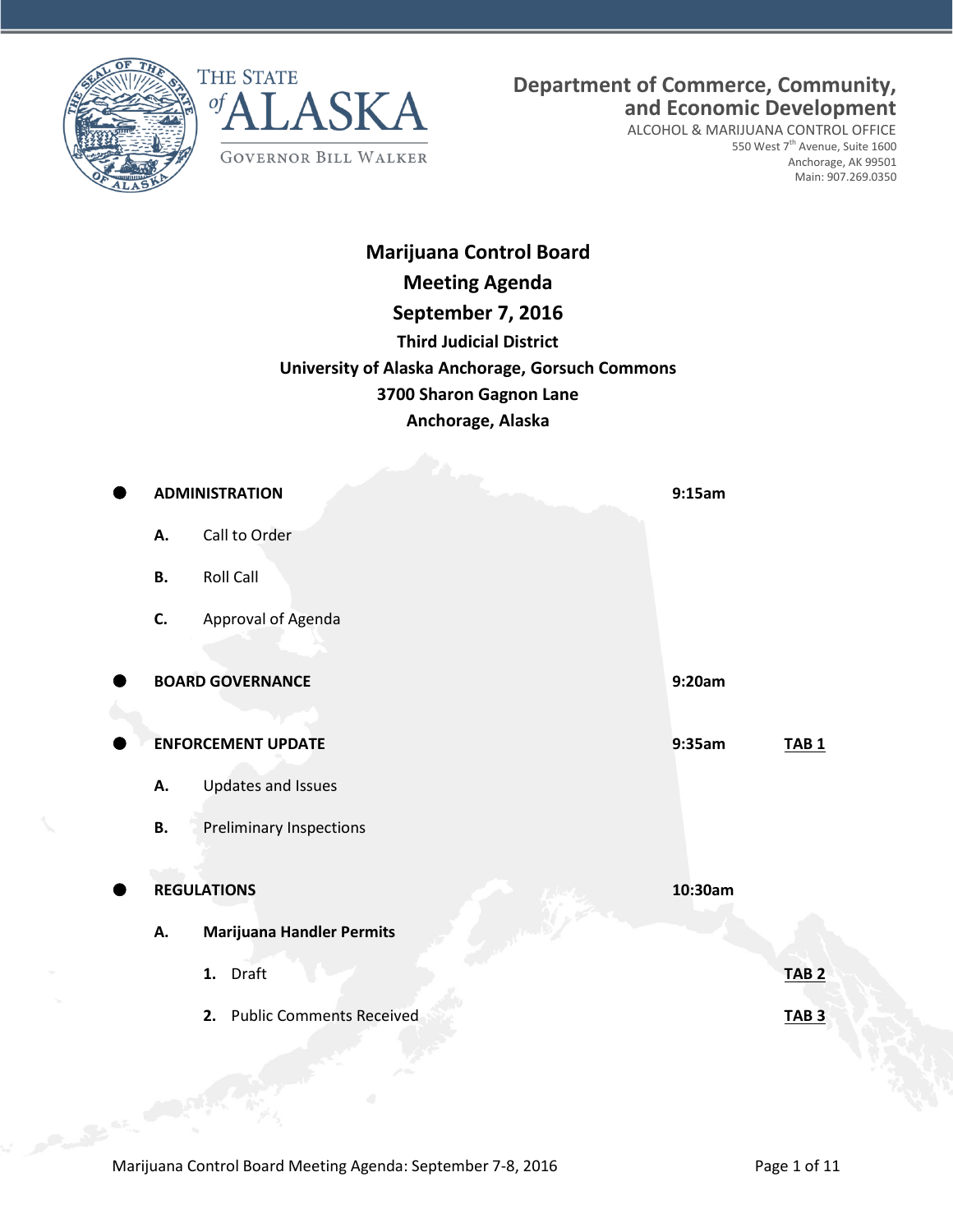THE STATE of ALASKA

GOVERNOR BILL WALKER

**Department of Commerce, Community, and Economic Development**

ALCOHOL & MARIJUANA CONTROL OFFICE
550 West 7th Avenue, Suite 1600
Anchorage, AK 99501
Main: 907.269.0350

# Marijuana Control Board
# Meeting Agenda
# September 7, 2016

**Third Judicial District**
**University of Alaska Anchorage, Gorsuch Commons**
**3700 Sharon Gagnon Lane**
**Anchorage, Alaska**

- **ADMINISTRATION** — **9:15am**
  - **A.** Call to Order
  - **B.** Roll Call
  - **C.** Approval of Agenda

- **BOARD GOVERNANCE** — **9:20am**

- **ENFORCEMENT UPDATE** — **9:35am** — **TAB 1**
  - **A.** Updates and Issues
  - **B.** Preliminary Inspections

- **REGULATIONS** — **10:30am**
  - **A.** **Marijuana Handler Permits**
    - **1.** Draft — **TAB 2**
    - **2.** Public Comments Received — **TAB 3**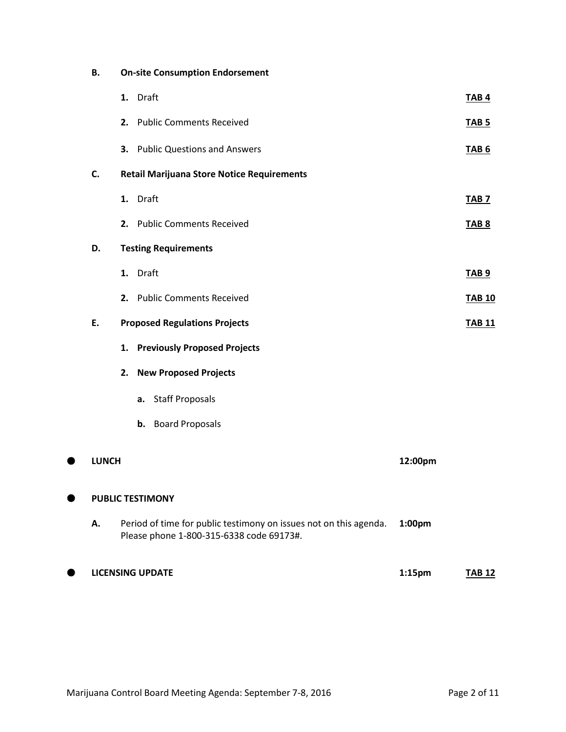**B. On-site Consumption Endorsement**

1. Draft — **TAB 4**
2. Public Comments Received — **TAB 5**
3. Public Questions and Answers — **TAB 6**

**C. Retail Marijuana Store Notice Requirements**

1. Draft — **TAB 7**
2. Public Comments Received — **TAB 8**

**D. Testing Requirements**

1. Draft — **TAB 9**
2. Public Comments Received — **TAB 10**

**E. Proposed Regulations Projects** — **TAB 11**

1. **Previously Proposed Projects**
2. **New Proposed Projects**
   a. Staff Proposals
   b. Board Proposals

- **LUNCH** — **12:00pm**

- **PUBLIC TESTIMONY**

**A.** Period of time for public testimony on issues not on this agenda. Please phone 1-800-315-6338 code 69173#. — **1:00pm**

- **LICENSING UPDATE** — **1:15pm** — **TAB 12**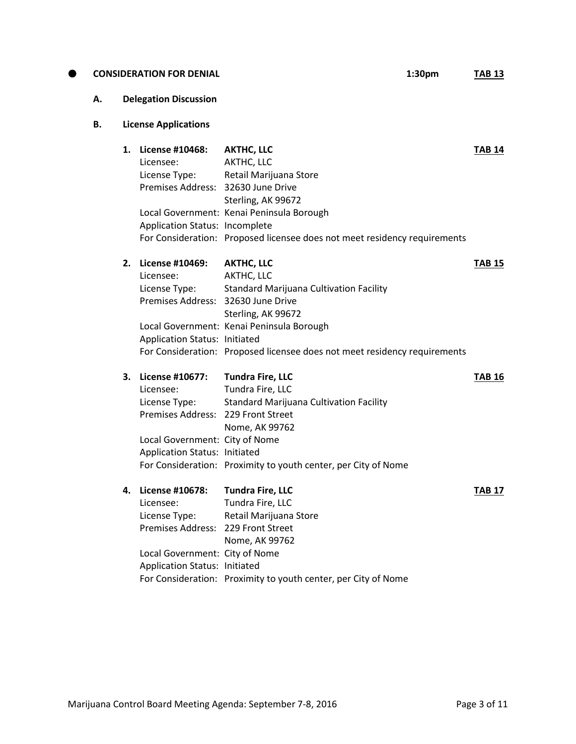- **CONSIDERATION FOR DENIAL** **1:30pm** **TAB 13**

**A. Delegation Discussion**

**B. License Applications**

1. **License #10468: AKTHC, LLC** **TAB 14**
   Licensee: AKTHC, LLC
   License Type: Retail Marijuana Store
   Premises Address: 32630 June Drive
   Sterling, AK 99672
   Local Government: Kenai Peninsula Borough
   Application Status: Incomplete
   For Consideration: Proposed licensee does not meet residency requirements

2. **License #10469: AKTHC, LLC** **TAB 15**
   Licensee: AKTHC, LLC
   License Type: Standard Marijuana Cultivation Facility
   Premises Address: 32630 June Drive
   Sterling, AK 99672
   Local Government: Kenai Peninsula Borough
   Application Status: Initiated
   For Consideration: Proposed licensee does not meet residency requirements

3. **License #10677: Tundra Fire, LLC** **TAB 16**
   Licensee: Tundra Fire, LLC
   License Type: Standard Marijuana Cultivation Facility
   Premises Address: 229 Front Street
   Nome, AK 99762
   Local Government: City of Nome
   Application Status: Initiated
   For Consideration: Proximity to youth center, per City of Nome

4. **License #10678: Tundra Fire, LLC** **TAB 17**
   Licensee: Tundra Fire, LLC
   License Type: Retail Marijuana Store
   Premises Address: 229 Front Street
   Nome, AK 99762
   Local Government: City of Nome
   Application Status: Initiated
   For Consideration: Proximity to youth center, per City of Nome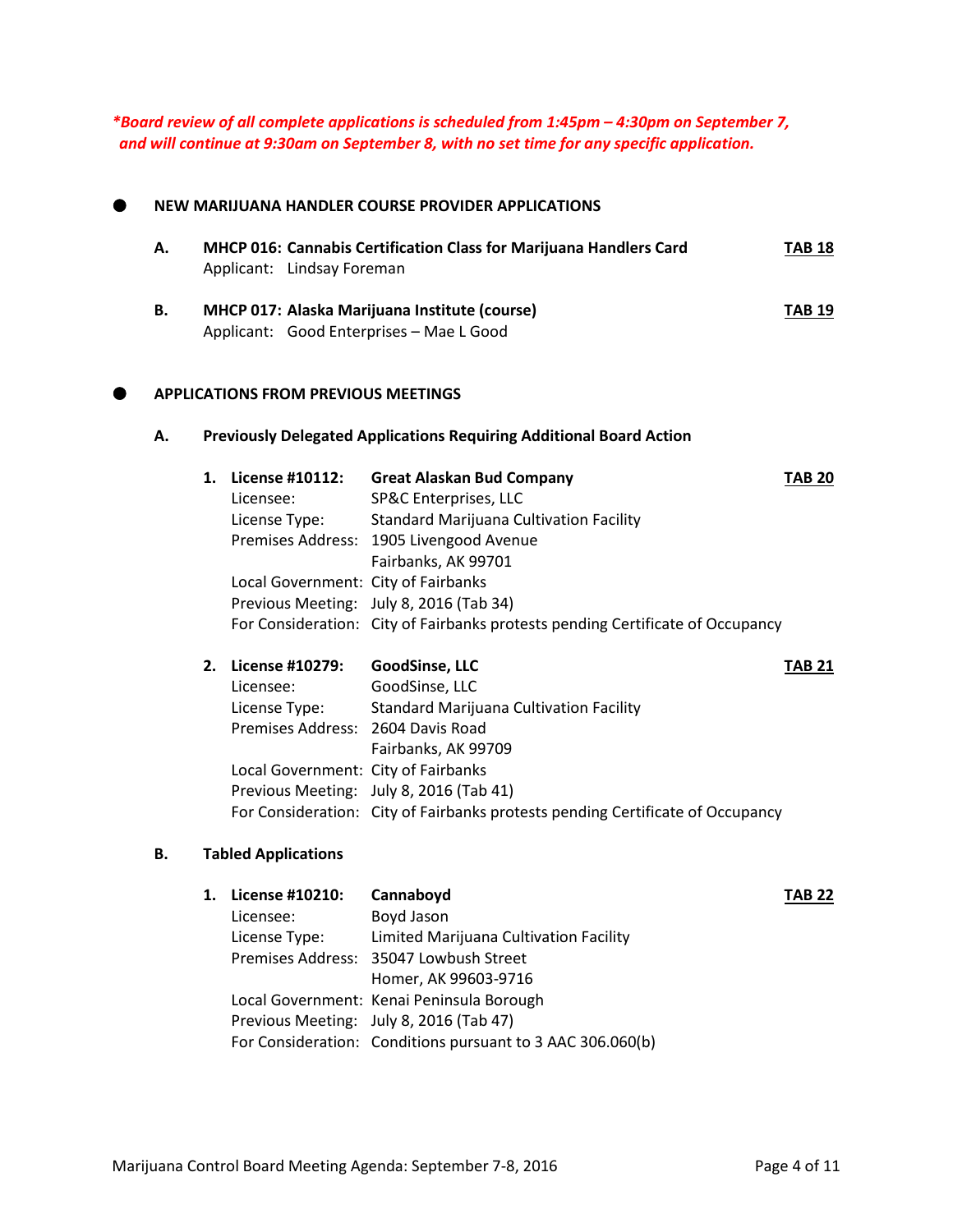***Board review of all complete applications is scheduled from 1:45pm – 4:30pm on September 7, and will continue at 9:30am on September 8, with no set time for any specific application.***

- **NEW MARIJUANA HANDLER COURSE PROVIDER APPLICATIONS**

  **A. MHCP 016: Cannabis Certification Class for Marijuana Handlers Card** — **TAB 18**
  Applicant: Lindsay Foreman

  **B. MHCP 017: Alaska Marijuana Institute (course)** — **TAB 19**
  Applicant: Good Enterprises – Mae L Good

- **APPLICATIONS FROM PREVIOUS MEETINGS**

  **A. Previously Delegated Applications Requiring Additional Board Action**

  **1. License #10112: Great Alaskan Bud Company** — **TAB 20**
  Licensee: SP&C Enterprises, LLC
  License Type: Standard Marijuana Cultivation Facility
  Premises Address: 1905 Livengood Avenue
  Fairbanks, AK 99701
  Local Government: City of Fairbanks
  Previous Meeting: July 8, 2016 (Tab 34)
  For Consideration: City of Fairbanks protests pending Certificate of Occupancy

  **2. License #10279: GoodSinse, LLC** — **TAB 21**
  Licensee: GoodSinse, LLC
  License Type: Standard Marijuana Cultivation Facility
  Premises Address: 2604 Davis Road
  Fairbanks, AK 99709
  Local Government: City of Fairbanks
  Previous Meeting: July 8, 2016 (Tab 41)
  For Consideration: City of Fairbanks protests pending Certificate of Occupancy

  **B. Tabled Applications**

  **1. License #10210: Cannaboyd** — **TAB 22**
  Licensee: Boyd Jason
  License Type: Limited Marijuana Cultivation Facility
  Premises Address: 35047 Lowbush Street
  Homer, AK 99603-9716
  Local Government: Kenai Peninsula Borough
  Previous Meeting: July 8, 2016 (Tab 47)
  For Consideration: Conditions pursuant to 3 AAC 306.060(b)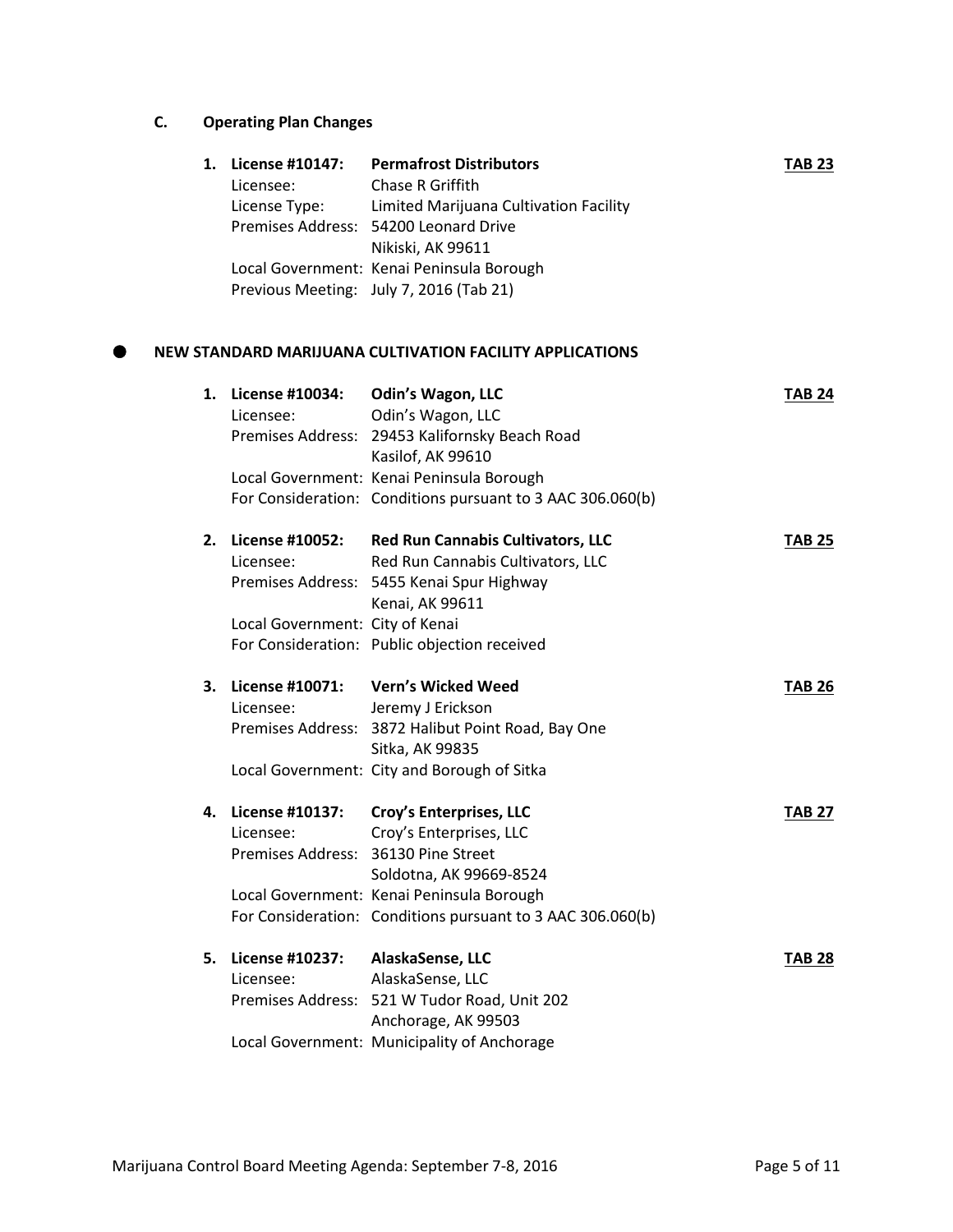### C. Operating Plan Changes

1. **License #10147: Permafrost Distributors** — **TAB 23**
   Licensee: Chase R Griffith
   License Type: Limited Marijuana Cultivation Facility
   Premises Address: 54200 Leonard Drive
   Nikiski, AK 99611
   Local Government: Kenai Peninsula Borough
   Previous Meeting: July 7, 2016 (Tab 21)

## NEW STANDARD MARIJUANA CULTIVATION FACILITY APPLICATIONS

1. **License #10034: Odin's Wagon, LLC** — **TAB 24**
   Licensee: Odin's Wagon, LLC
   Premises Address: 29453 Kalifornsky Beach Road
   Kasilof, AK 99610
   Local Government: Kenai Peninsula Borough
   For Consideration: Conditions pursuant to 3 AAC 306.060(b)

2. **License #10052: Red Run Cannabis Cultivators, LLC** — **TAB 25**
   Licensee: Red Run Cannabis Cultivators, LLC
   Premises Address: 5455 Kenai Spur Highway
   Kenai, AK 99611
   Local Government: City of Kenai
   For Consideration: Public objection received

3. **License #10071: Vern's Wicked Weed** — **TAB 26**
   Licensee: Jeremy J Erickson
   Premises Address: 3872 Halibut Point Road, Bay One
   Sitka, AK 99835
   Local Government: City and Borough of Sitka

4. **License #10137: Croy's Enterprises, LLC** — **TAB 27**
   Licensee: Croy's Enterprises, LLC
   Premises Address: 36130 Pine Street
   Soldotna, AK 99669-8524
   Local Government: Kenai Peninsula Borough
   For Consideration: Conditions pursuant to 3 AAC 306.060(b)

5. **License #10237: AlaskaSense, LLC** — **TAB 28**
   Licensee: AlaskaSense, LLC
   Premises Address: 521 W Tudor Road, Unit 202
   Anchorage, AK 99503
   Local Government: Municipality of Anchorage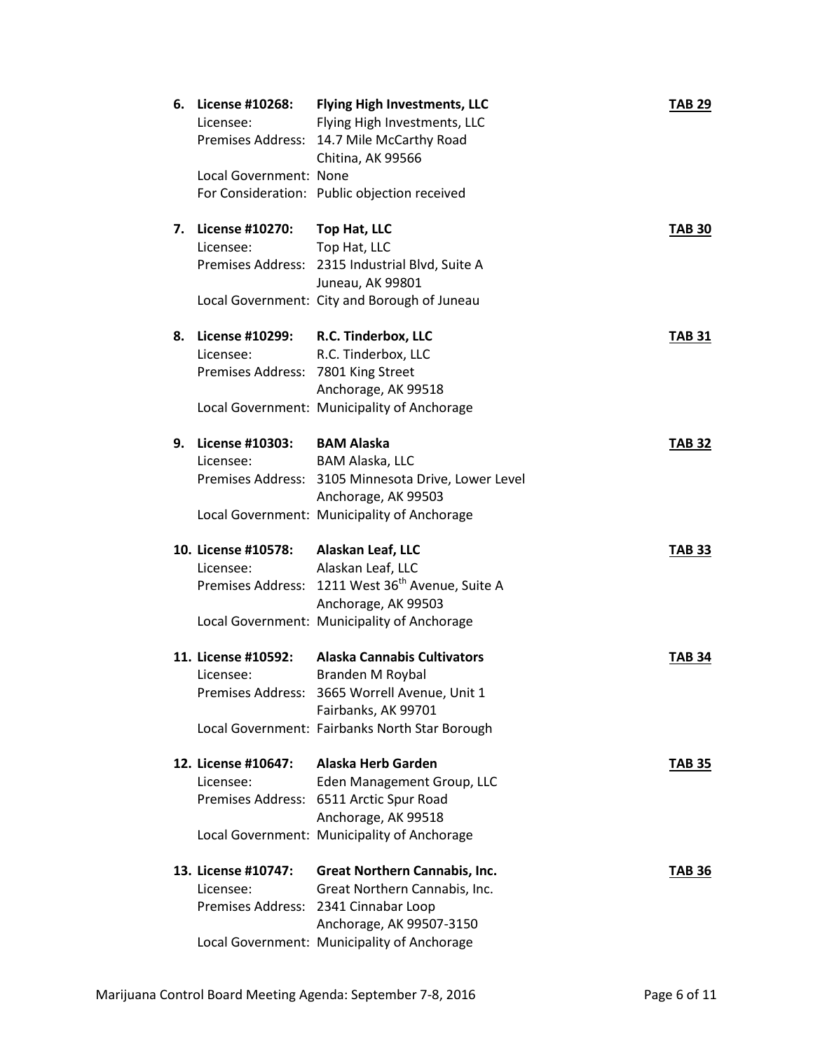6. **License #10268:** **Flying High Investments, LLC** **TAB 29**
   Licensee: Flying High Investments, LLC
   Premises Address: 14.7 Mile McCarthy Road
   Chitina, AK 99566
   Local Government: None
   For Consideration: Public objection received

7. **License #10270:** **Top Hat, LLC** **TAB 30**
   Licensee: Top Hat, LLC
   Premises Address: 2315 Industrial Blvd, Suite A
   Juneau, AK 99801
   Local Government: City and Borough of Juneau

8. **License #10299:** **R.C. Tinderbox, LLC** **TAB 31**
   Licensee: R.C. Tinderbox, LLC
   Premises Address: 7801 King Street
   Anchorage, AK 99518
   Local Government: Municipality of Anchorage

9. **License #10303:** **BAM Alaska** **TAB 32**
   Licensee: BAM Alaska, LLC
   Premises Address: 3105 Minnesota Drive, Lower Level
   Anchorage, AK 99503
   Local Government: Municipality of Anchorage

10. **License #10578:** **Alaskan Leaf, LLC** **TAB 33**
    Licensee: Alaskan Leaf, LLC
    Premises Address: 1211 West 36th Avenue, Suite A
    Anchorage, AK 99503
    Local Government: Municipality of Anchorage

11. **License #10592:** **Alaska Cannabis Cultivators** **TAB 34**
    Licensee: Branden M Roybal
    Premises Address: 3665 Worrell Avenue, Unit 1
    Fairbanks, AK 99701
    Local Government: Fairbanks North Star Borough

12. **License #10647:** **Alaska Herb Garden** **TAB 35**
    Licensee: Eden Management Group, LLC
    Premises Address: 6511 Arctic Spur Road
    Anchorage, AK 99518
    Local Government: Municipality of Anchorage

13. **License #10747:** **Great Northern Cannabis, Inc.** **TAB 36**
    Licensee: Great Northern Cannabis, Inc.
    Premises Address: 2341 Cinnabar Loop
    Anchorage, AK 99507-3150
    Local Government: Municipality of Anchorage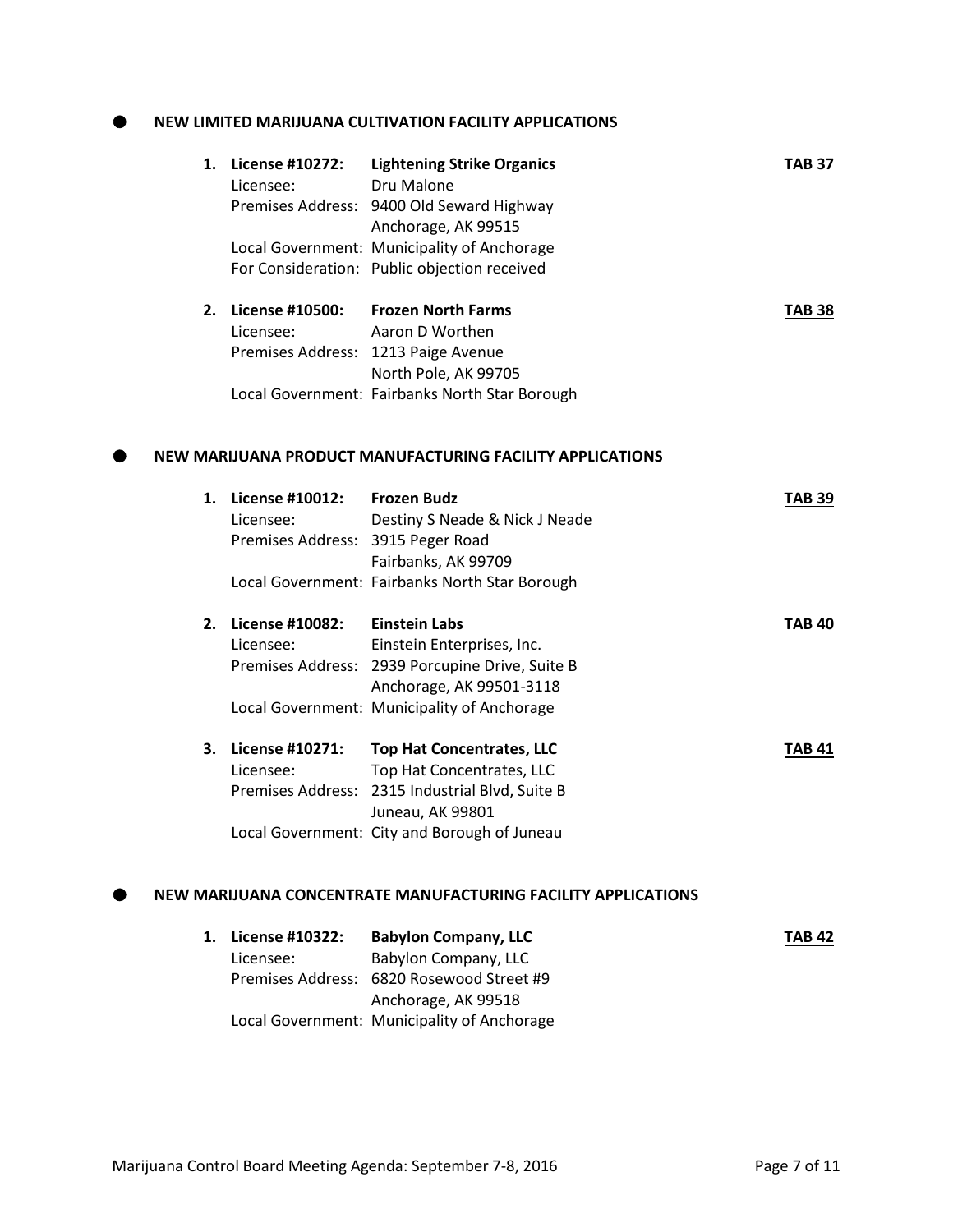- **NEW LIMITED MARIJUANA CULTIVATION FACILITY APPLICATIONS**

1. **License #10272: Lightening Strike Organics** **TAB 37**
   Licensee: Dru Malone
   Premises Address: 9400 Old Seward Highway
   Anchorage, AK 99515
   Local Government: Municipality of Anchorage
   For Consideration: Public objection received

2. **License #10500: Frozen North Farms** **TAB 38**
   Licensee: Aaron D Worthen
   Premises Address: 1213 Paige Avenue
   North Pole, AK 99705
   Local Government: Fairbanks North Star Borough

- **NEW MARIJUANA PRODUCT MANUFACTURING FACILITY APPLICATIONS**

1. **License #10012: Frozen Budz** **TAB 39**
   Licensee: Destiny S Neade & Nick J Neade
   Premises Address: 3915 Peger Road
   Fairbanks, AK 99709
   Local Government: Fairbanks North Star Borough

2. **License #10082: Einstein Labs** **TAB 40**
   Licensee: Einstein Enterprises, Inc.
   Premises Address: 2939 Porcupine Drive, Suite B
   Anchorage, AK 99501-3118
   Local Government: Municipality of Anchorage

3. **License #10271: Top Hat Concentrates, LLC** **TAB 41**
   Licensee: Top Hat Concentrates, LLC
   Premises Address: 2315 Industrial Blvd, Suite B
   Juneau, AK 99801
   Local Government: City and Borough of Juneau

- **NEW MARIJUANA CONCENTRATE MANUFACTURING FACILITY APPLICATIONS**

1. **License #10322: Babylon Company, LLC** **TAB 42**
   Licensee: Babylon Company, LLC
   Premises Address: 6820 Rosewood Street #9
   Anchorage, AK 99518
   Local Government: Municipality of Anchorage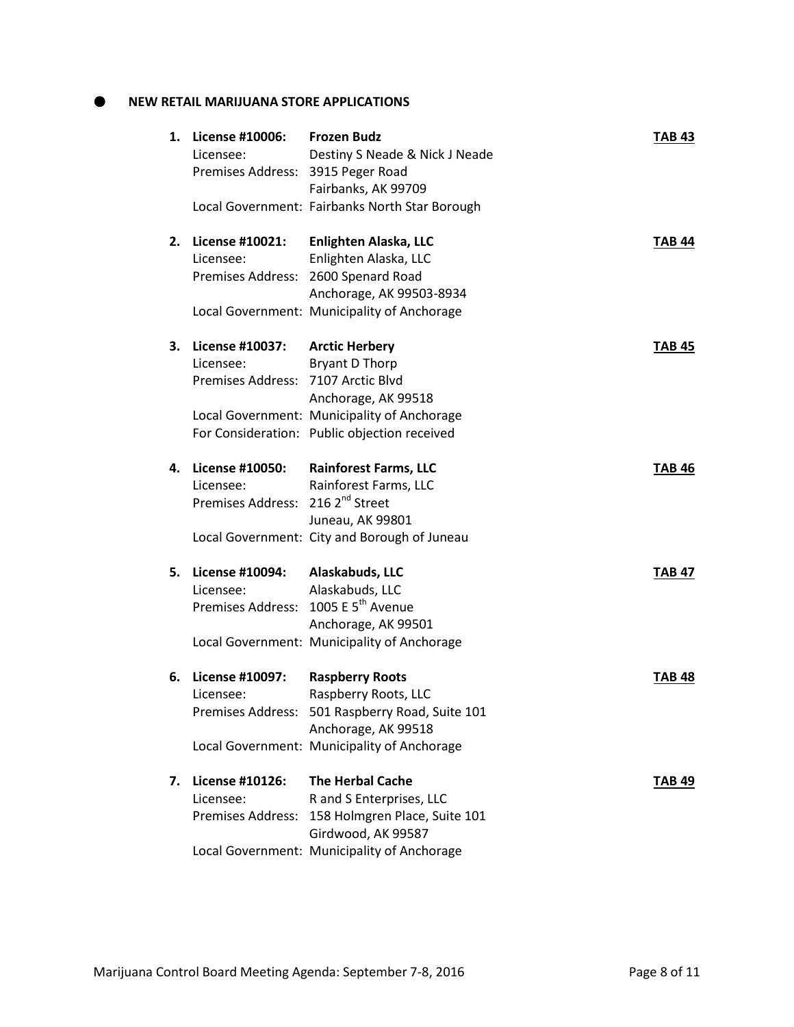- **NEW RETAIL MARIJUANA STORE APPLICATIONS**

1. **License #10006:** **Frozen Budz** **TAB 43**
   Licensee: Destiny S Neade & Nick J Neade
   Premises Address: 3915 Peger Road
   Fairbanks, AK 99709
   Local Government: Fairbanks North Star Borough

2. **License #10021:** **Enlighten Alaska, LLC** **TAB 44**
   Licensee: Enlighten Alaska, LLC
   Premises Address: 2600 Spenard Road
   Anchorage, AK 99503-8934
   Local Government: Municipality of Anchorage

3. **License #10037:** **Arctic Herbery** **TAB 45**
   Licensee: Bryant D Thorp
   Premises Address: 7107 Arctic Blvd
   Anchorage, AK 99518
   Local Government: Municipality of Anchorage
   For Consideration: Public objection received

4. **License #10050:** **Rainforest Farms, LLC** **TAB 46**
   Licensee: Rainforest Farms, LLC
   Premises Address: 216 2nd Street
   Juneau, AK 99801
   Local Government: City and Borough of Juneau

5. **License #10094:** **Alaskabuds, LLC** **TAB 47**
   Licensee: Alaskabuds, LLC
   Premises Address: 1005 E 5th Avenue
   Anchorage, AK 99501
   Local Government: Municipality of Anchorage

6. **License #10097:** **Raspberry Roots** **TAB 48**
   Licensee: Raspberry Roots, LLC
   Premises Address: 501 Raspberry Road, Suite 101
   Anchorage, AK 99518
   Local Government: Municipality of Anchorage

7. **License #10126:** **The Herbal Cache** **TAB 49**
   Licensee: R and S Enterprises, LLC
   Premises Address: 158 Holmgren Place, Suite 101
   Girdwood, AK 99587
   Local Government: Municipality of Anchorage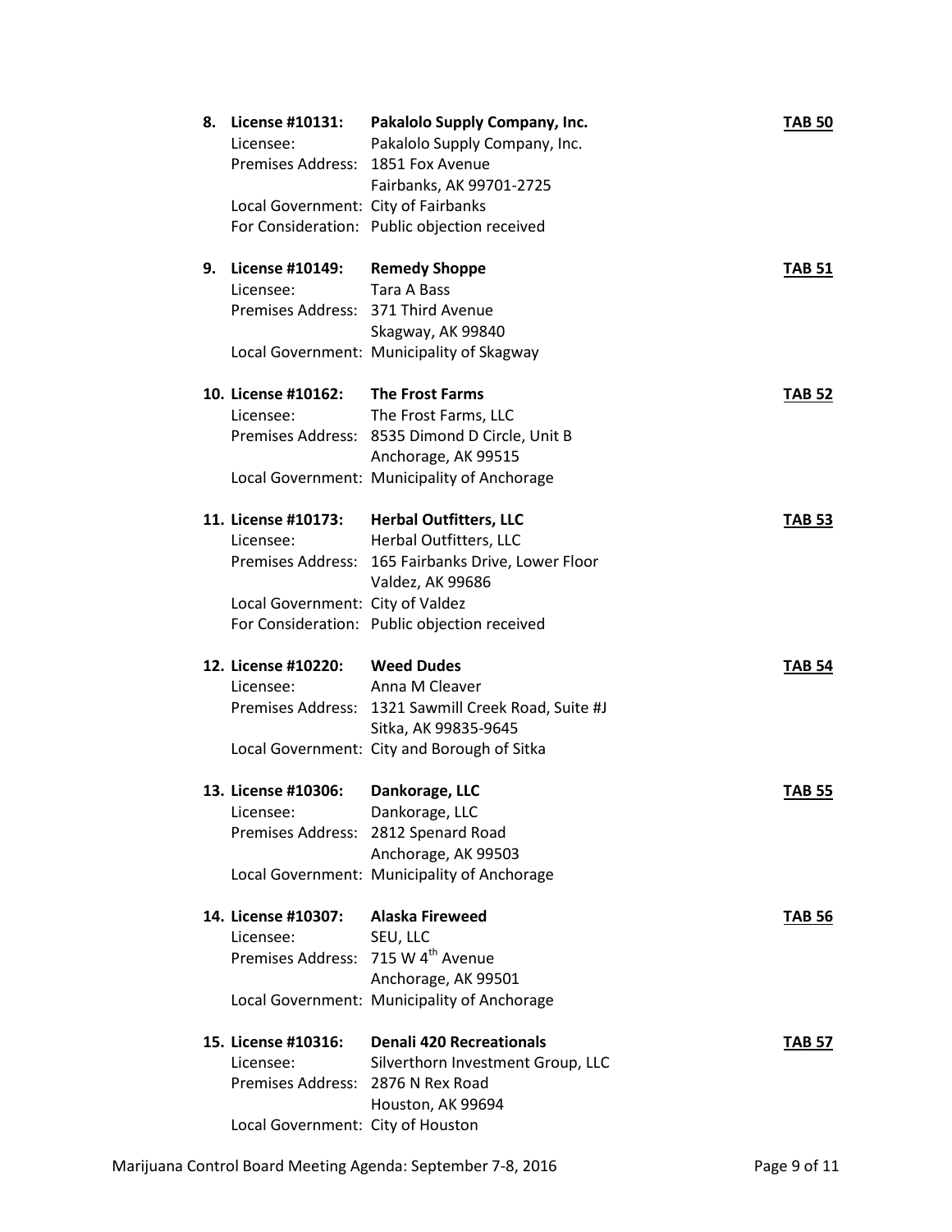8. **License #10131: Pakalolo Supply Company, Inc.** **TAB 50**
   Licensee: Pakalolo Supply Company, Inc.
   Premises Address: 1851 Fox Avenue
   Fairbanks, AK 99701-2725
   Local Government: City of Fairbanks
   For Consideration: Public objection received

9. **License #10149: Remedy Shoppe** **TAB 51**
   Licensee: Tara A Bass
   Premises Address: 371 Third Avenue
   Skagway, AK 99840
   Local Government: Municipality of Skagway

10. **License #10162: The Frost Farms** **TAB 52**
    Licensee: The Frost Farms, LLC
    Premises Address: 8535 Dimond D Circle, Unit B
    Anchorage, AK 99515
    Local Government: Municipality of Anchorage

11. **License #10173: Herbal Outfitters, LLC** **TAB 53**
    Licensee: Herbal Outfitters, LLC
    Premises Address: 165 Fairbanks Drive, Lower Floor
    Valdez, AK 99686
    Local Government: City of Valdez
    For Consideration: Public objection received

12. **License #10220: Weed Dudes** **TAB 54**
    Licensee: Anna M Cleaver
    Premises Address: 1321 Sawmill Creek Road, Suite #J
    Sitka, AK 99835-9645
    Local Government: City and Borough of Sitka

13. **License #10306: Dankorage, LLC** **TAB 55**
    Licensee: Dankorage, LLC
    Premises Address: 2812 Spenard Road
    Anchorage, AK 99503
    Local Government: Municipality of Anchorage

14. **License #10307: Alaska Fireweed** **TAB 56**
    Licensee: SEU, LLC
    Premises Address: 715 W 4th Avenue
    Anchorage, AK 99501
    Local Government: Municipality of Anchorage

15. **License #10316: Denali 420 Recreationals** **TAB 57**
    Licensee: Silverthorn Investment Group, LLC
    Premises Address: 2876 N Rex Road
    Houston, AK 99694
    Local Government: City of Houston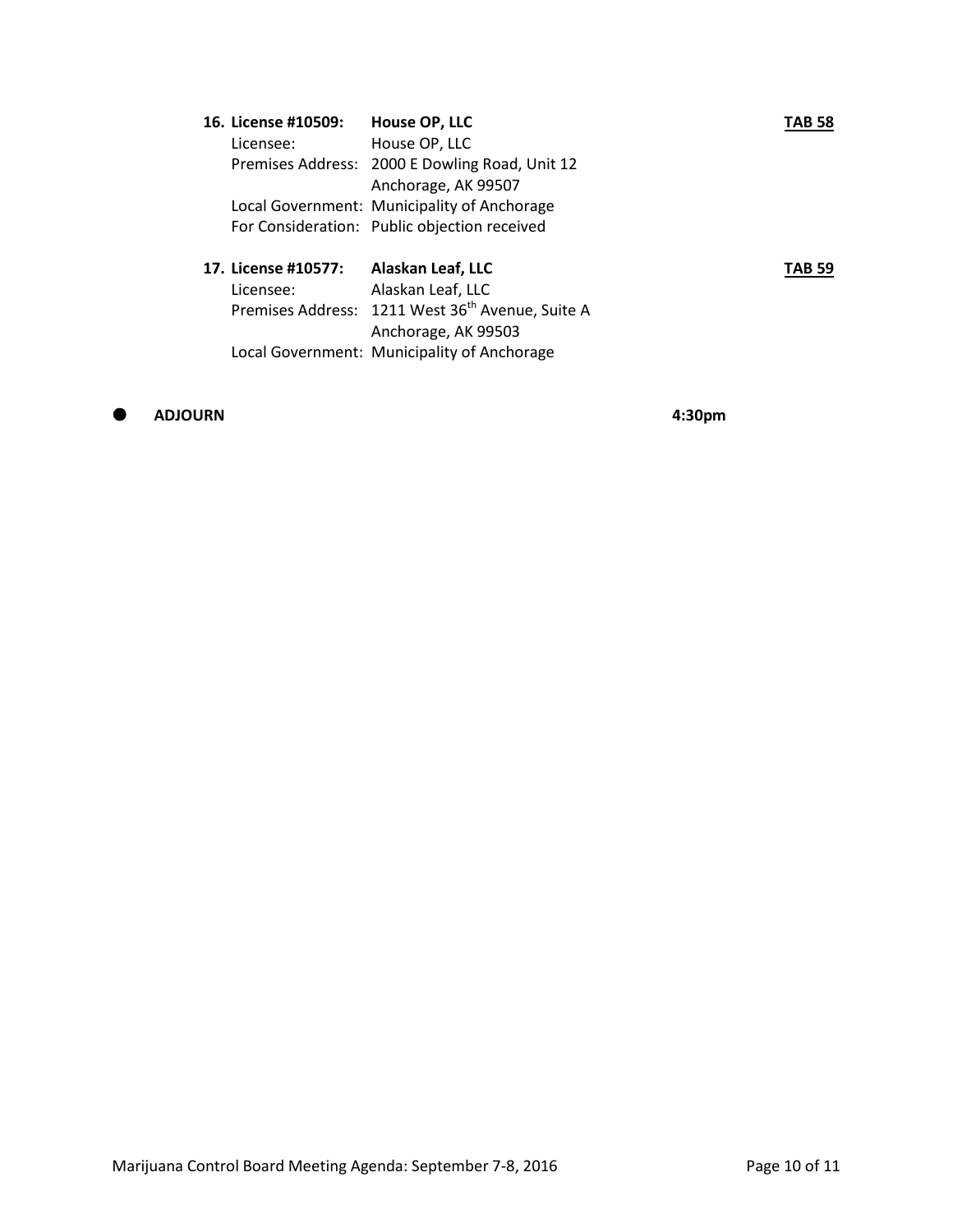16. **License #10509: House OP, LLC** **TAB 58**

    Licensee: House OP, LLC
    Premises Address: 2000 E Dowling Road, Unit 12
    Anchorage, AK 99507
    Local Government: Municipality of Anchorage
    For Consideration: Public objection received

17. **License #10577: Alaskan Leaf, LLC** **TAB 59**

    Licensee: Alaskan Leaf, LLC
    Premises Address: 1211 West 36th Avenue, Suite A
    Anchorage, AK 99503
    Local Government: Municipality of Anchorage

- **ADJOURN** **4:30pm**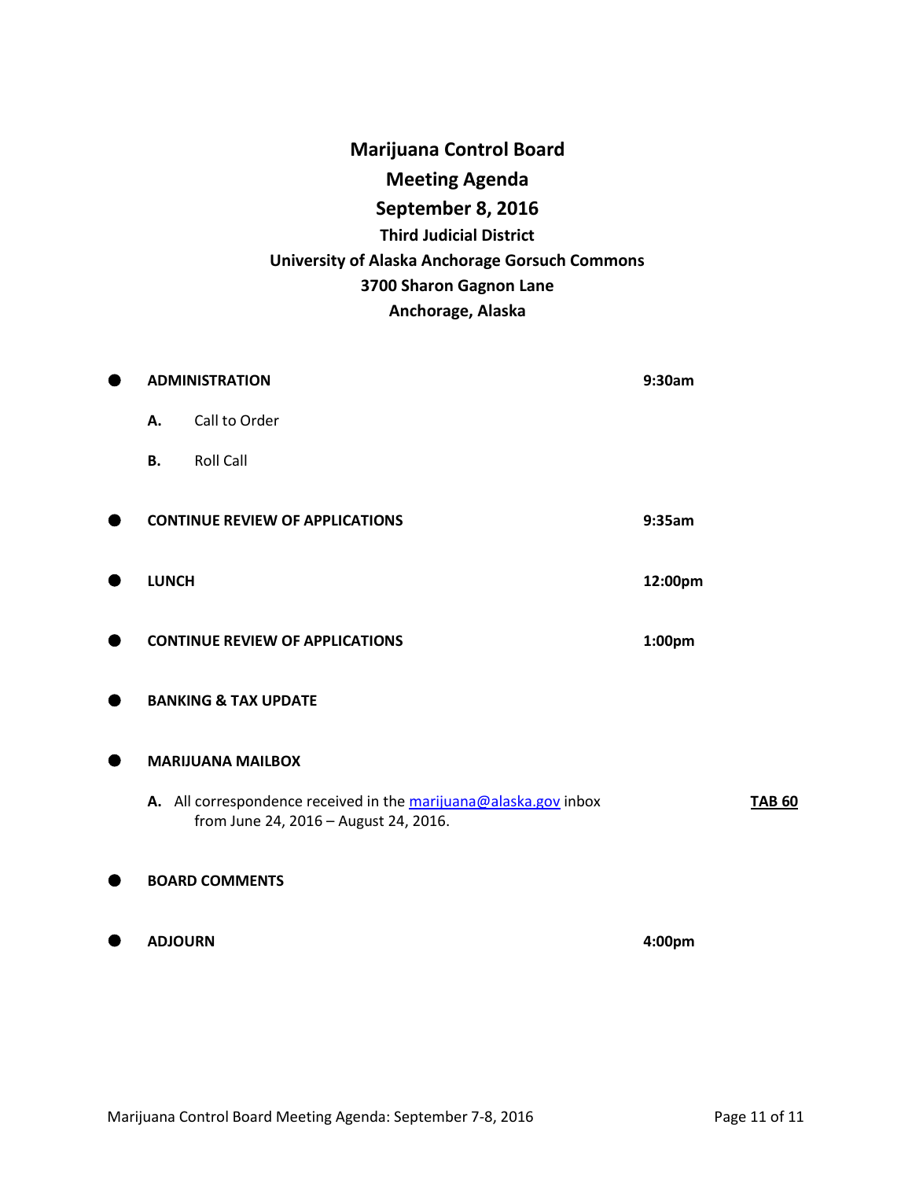# Marijuana Control Board

## Meeting Agenda

## September 8, 2016

### Third Judicial District

### University of Alaska Anchorage Gorsuch Commons

### 3700 Sharon Gagnon Lane

### Anchorage, Alaska

- **ADMINISTRATION** — **9:30am**
  - **A.** Call to Order
  - **B.** Roll Call

- **CONTINUE REVIEW OF APPLICATIONS** — **9:35am**

- **LUNCH** — **12:00pm**

- **CONTINUE REVIEW OF APPLICATIONS** — **1:00pm**

- **BANKING & TAX UPDATE**

- **MARIJUANA MAILBOX**
  - **A.** All correspondence received in the marijuana@alaska.gov inbox from June 24, 2016 – August 24, 2016. — **TAB 60**

- **BOARD COMMENTS**

- **ADJOURN** — **4:00pm**